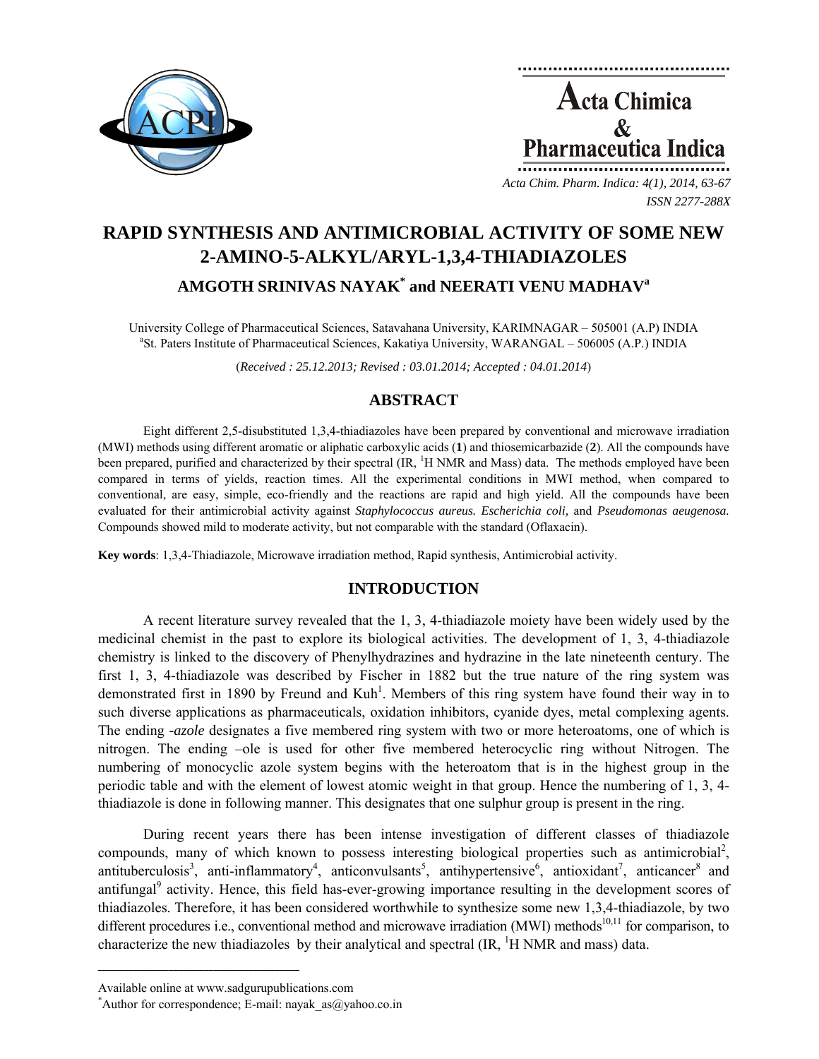# RAPID SYNTHESIS AND ANTIMICROBIAL ACTIVITY OF SOME NEW 2-AMINO-5-ALKYL/ARYL-1,3,4-THIADIAZOLES

**AMGOTH SRINIVAS NAYAK[*] and NEERATI VENU MADHAV[a]**

University College of Pharmaceutical Sciences, Satavahana University, KARIMNAGAR – 505001 (A.P) INDIA
[a]St. Paters Institute of Pharmaceutical Sciences, Kakatiya University, WARANGAL – 506005 (A.P.) INDIA

(*Received : 25.12.2013; Revised : 03.01.2014; Accepted : 04.01.2014*)

## ABSTRACT

Eight different 2,5-disubstituted 1,3,4-thiadiazoles have been prepared by conventional and microwave irradiation (MWI) methods using different aromatic or aliphatic carboxylic acids (**1**) and thiosemicarbazide (**2**). All the compounds have been prepared, purified and characterized by their spectral (IR, $^1$H NMR and Mass) data. The methods employed have been compared in terms of yields, reaction times. All the experimental conditions in MWI method, when compared to conventional, are easy, simple, eco-friendly and the reactions are rapid and high yield. All the compounds have been evaluated for their antimicrobial activity against *Staphylococcus aureus. Escherichia coli,* and *Pseudomonas aeugenosa.* Compounds showed mild to moderate activity, but not comparable with the standard (Oflaxacin).

**Key words**: 1,3,4-Thiadiazole, Microwave irradiation method, Rapid synthesis, Antimicrobial activity.

## INTRODUCTION

A recent literature survey revealed that the 1, 3, 4-thiadiazole moiety have been widely used by the medicinal chemist in the past to explore its biological activities. The development of 1, 3, 4-thiadiazole chemistry is linked to the discovery of Phenylhydrazines and hydrazine in the late nineteenth century. The first 1, 3, 4-thiadiazole was described by Fischer in 1882 but the true nature of the ring system was demonstrated first in 1890 by Freund and Kuh[1]. Members of this ring system have found their way in to such diverse applications as pharmaceuticals, oxidation inhibitors, cyanide dyes, metal complexing agents. The ending -*azole* designates a five membered ring system with two or more heteroatoms, one of which is nitrogen. The ending –ole is used for other five membered heterocyclic ring without Nitrogen. The numbering of monocyclic azole system begins with the heteroatom that is in the highest group in the periodic table and with the element of lowest atomic weight in that group. Hence the numbering of 1, 3, 4-thiadiazole is done in following manner. This designates that one sulphur group is present in the ring.

During recent years there has been intense investigation of different classes of thiadiazole compounds, many of which known to possess interesting biological properties such as antimicrobial[2], antituberculosis[3], anti-inflammatory[4], anticonvulsants[5], antihypertensive[6], antioxidant[7], anticancer[8] and antifungal[9] activity. Hence, this field has-ever-growing importance resulting in the development scores of thiadiazoles. Therefore, it has been considered worthwhile to synthesize some new 1,3,4-thiadiazole, by two different procedures i.e., conventional method and microwave irradiation (MWI) methods[10,11] for comparison, to characterize the new thiadiazoles by their analytical and spectral (IR, $^1$H NMR and mass) data.

Available online at www.sadgurupublications.com
[*]Author for correspondence; E-mail: nayak_as@yahoo.co.in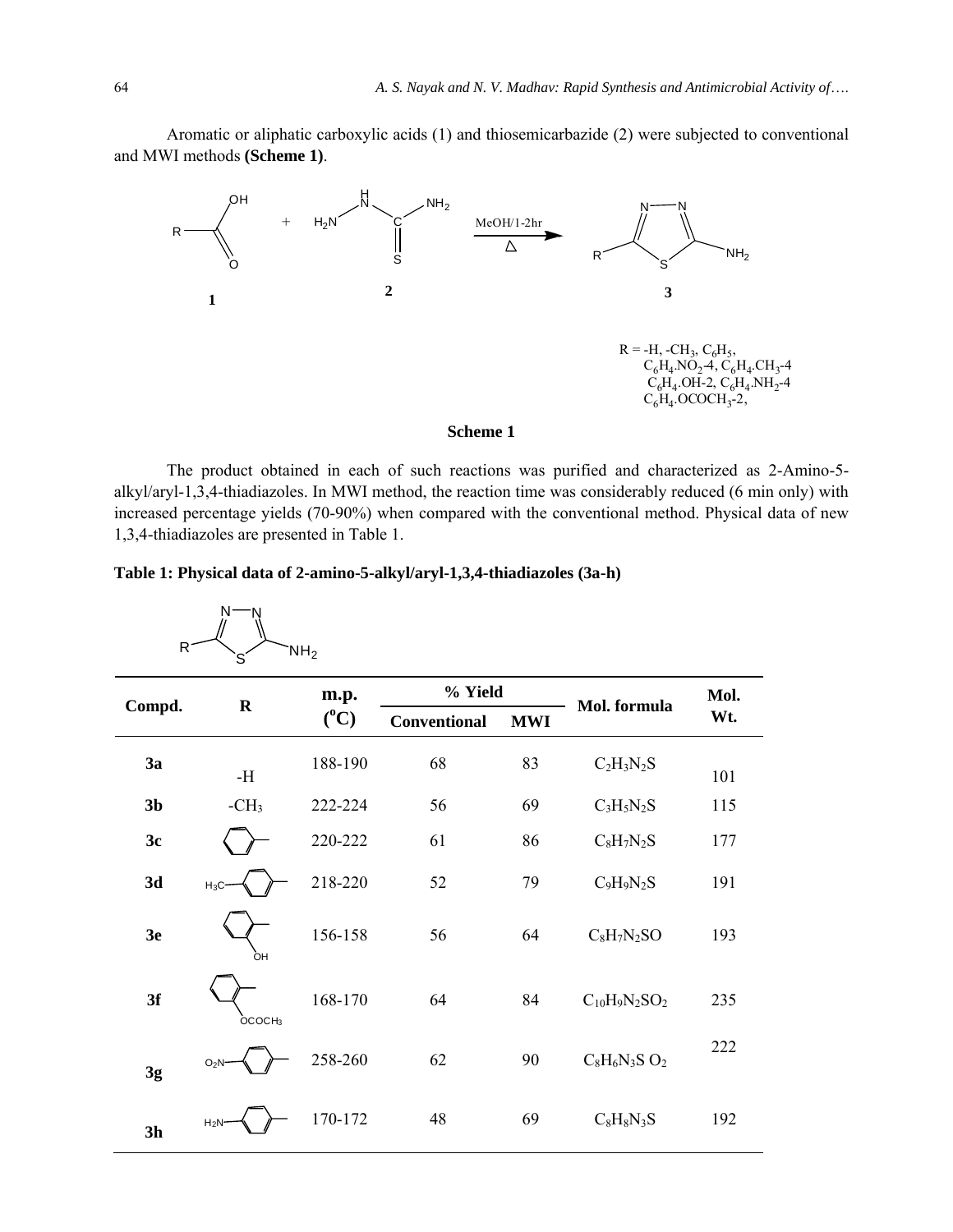Aromatic or aliphatic carboxylic acids (1) and thiosemicarbazide (2) were subjected to conventional and MWI methods **(Scheme 1)**.

R = -H, $-CH_3$, $C_6H_5$, $C_6H_4.NO_2$-4, $C_6H_4.CH_3$-4, $C_6H_4.OH$-2, $C_6H_4.NH_2$-4, $C_6H_4.OCOCH_3$-2,

**Scheme 1**

The product obtained in each of such reactions was purified and characterized as 2-Amino-5-alkyl/aryl-1,3,4-thiadiazoles. In MWI method, the reaction time was considerably reduced (6 min only) with increased percentage yields (70-90%) when compared with the conventional method. Physical data of new 1,3,4-thiadiazoles are presented in Table 1.

**Table 1: Physical data of 2-amino-5-alkyl/aryl-1,3,4-thiadiazoles (3a-h)**

| Compd. | R | m.p. ($^oC$) | % Yield | | Mol. formula | Mol. Wt. |
|---|---|---|---|---|---|---|
| | | | Conventional | MWI | | |
| 3a | -H | 188-190 | 68 | 83 | $C_2H_3N_2S$ | 101 |
| 3b | $-CH_3$ | 222-224 | 56 | 69 | $C_3H_5N_2S$ | 115 |
| 3c | $C_6H_5$ | 220-222 | 61 | 86 | $C_8H_7N_2S$ | 177 |
| 3d | $H_3C-C_6H_4$ | 218-220 | 52 | 79 | $C_9H_9N_2S$ | 191 |
| 3e | $C_6H_4$-OH | 156-158 | 56 | 64 | $C_8H_7N_2SO$ | 193 |
| 3f | $C_6H_4$-$OCOCH_3$ | 168-170 | 64 | 84 | $C_{10}H_9N_2SO_2$ | 235 |
| 3g | $O_2N-C_6H_4$ | 258-260 | 62 | 90 | $C_8H_6N_3S\ O_2$ | 222 |
| 3h | $H_2N-C_6H_4$ | 170-172 | 48 | 69 | $C_8H_8N_3S$ | 192 |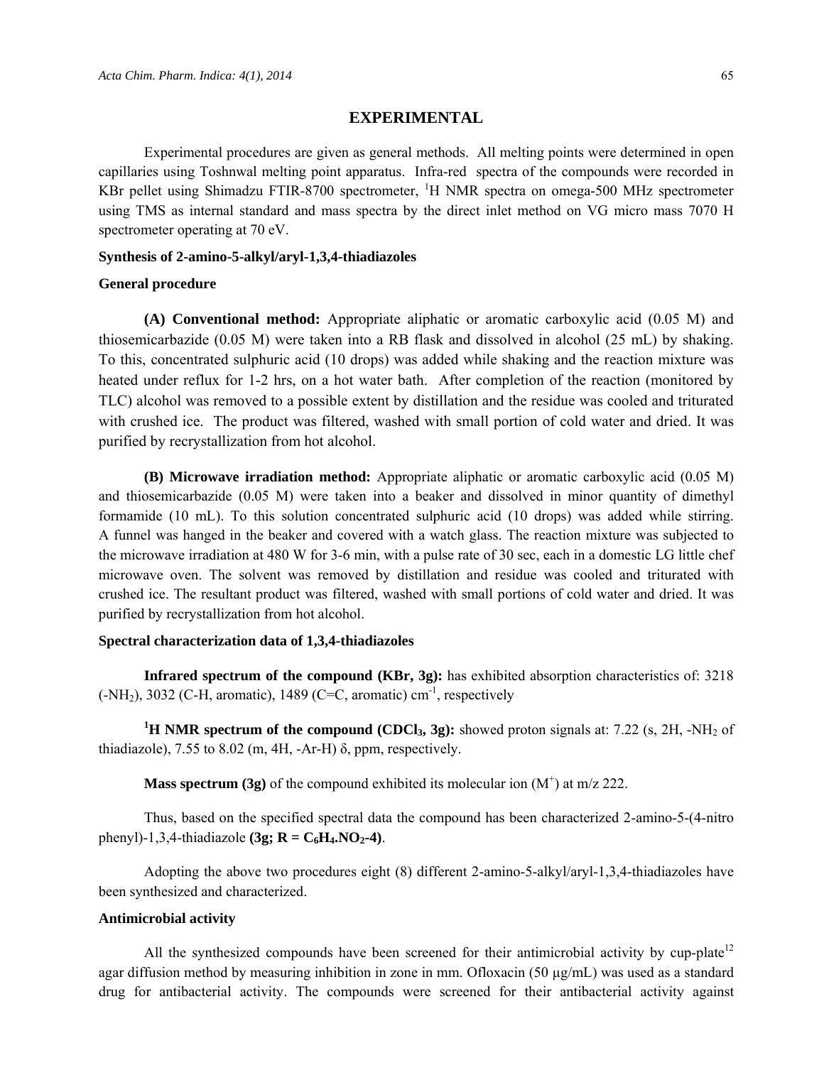## EXPERIMENTAL

Experimental procedures are given as general methods. All melting points were determined in open capillaries using Toshnwal melting point apparatus. Infra-red spectra of the compounds were recorded in KBr pellet using Shimadzu FTIR-8700 spectrometer, $^1$H NMR spectra on omega-500 MHz spectrometer using TMS as internal standard and mass spectra by the direct inlet method on VG micro mass 7070 H spectrometer operating at 70 eV.

### Synthesis of 2-amino-5-alkyl/aryl-1,3,4-thiadiazoles

### General procedure

**(A) Conventional method:** Appropriate aliphatic or aromatic carboxylic acid (0.05 M) and thiosemicarbazide (0.05 M) were taken into a RB flask and dissolved in alcohol (25 mL) by shaking. To this, concentrated sulphuric acid (10 drops) was added while shaking and the reaction mixture was heated under reflux for 1-2 hrs, on a hot water bath. After completion of the reaction (monitored by TLC) alcohol was removed to a possible extent by distillation and the residue was cooled and triturated with crushed ice. The product was filtered, washed with small portion of cold water and dried. It was purified by recrystallization from hot alcohol.

**(B) Microwave irradiation method:** Appropriate aliphatic or aromatic carboxylic acid (0.05 M) and thiosemicarbazide (0.05 M) were taken into a beaker and dissolved in minor quantity of dimethyl formamide (10 mL). To this solution concentrated sulphuric acid (10 drops) was added while stirring. A funnel was hanged in the beaker and covered with a watch glass. The reaction mixture was subjected to the microwave irradiation at 480 W for 3-6 min, with a pulse rate of 30 sec, each in a domestic LG little chef microwave oven. The solvent was removed by distillation and residue was cooled and triturated with crushed ice. The resultant product was filtered, washed with small portions of cold water and dried. It was purified by recrystallization from hot alcohol.

### Spectral characterization data of 1,3,4-thiadiazoles

**Infrared spectrum of the compound (KBr, 3g):** has exhibited absorption characteristics of: 3218 (-$NH_2$), 3032 (C-H, aromatic), 1489 (C=C, aromatic) cm$^{-1}$, respectively

**$^1$H NMR spectrum of the compound ($CDCl_3$, 3g):** showed proton signals at: 7.22 (s, 2H, -$NH_2$ of thiadiazole), 7.55 to 8.02 (m, 4H, -Ar-H) δ, ppm, respectively.

**Mass spectrum (3g)** of the compound exhibited its molecular ion ($M^+$) at m/z 222.

Thus, based on the specified spectral data the compound has been characterized 2-amino-5-(4-nitro phenyl)-1,3,4-thiadiazole **(3g; R = $C_6H_4.NO_2$-4)**.

Adopting the above two procedures eight (8) different 2-amino-5-alkyl/aryl-1,3,4-thiadiazoles have been synthesized and characterized.

### Antimicrobial activity

All the synthesized compounds have been screened for their antimicrobial activity by cup-plate[12] agar diffusion method by measuring inhibition in zone in mm. Ofloxacin (50 μg/mL) was used as a standard drug for antibacterial activity. The compounds were screened for their antibacterial activity against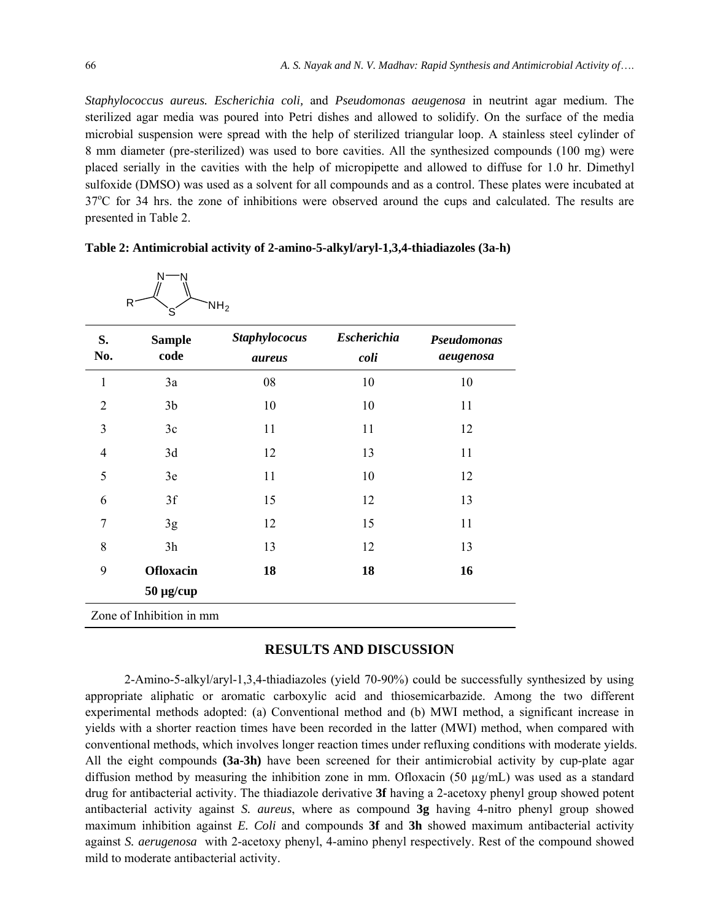*Staphylococcus aureus. Escherichia coli,* and *Pseudomonas aeugenosa* in neutrint agar medium. The sterilized agar media was poured into Petri dishes and allowed to solidify. On the surface of the media microbial suspension were spread with the help of sterilized triangular loop. A stainless steel cylinder of 8 mm diameter (pre-sterilized) was used to bore cavities. All the synthesized compounds (100 mg) were placed serially in the cavities with the help of micropipette and allowed to diffuse for 1.0 hr. Dimethyl sulfoxide (DMSO) was used as a solvent for all compounds and as a control. These plates were incubated at 37°C for 34 hrs. the zone of inhibitions were observed around the cups and calculated. The results are presented in Table 2.

**Table 2: Antimicrobial activity of 2-amino-5-alkyl/aryl-1,3,4-thiadiazoles (3a-h)**

| S. No. | Sample code | *Staphylococus aureus* | *Escherichia coli* | *Pseudomonas aeugenosa* |
|---|---|---|---|---|
| 1 | 3a | 08 | 10 | 10 |
| 2 | 3b | 10 | 10 | 11 |
| 3 | 3c | 11 | 11 | 12 |
| 4 | 3d | 12 | 13 | 11 |
| 5 | 3e | 11 | 10 | 12 |
| 6 | 3f | 15 | 12 | 13 |
| 7 | 3g | 12 | 15 | 11 |
| 8 | 3h | 13 | 12 | 13 |
| 9 | **Ofloxacin 50 µg/cup** | **18** | **18** | **16** |

Zone of Inhibition in mm

## RESULTS AND DISCUSSION

2-Amino-5-alkyl/aryl-1,3,4-thiadiazoles (yield 70-90%) could be successfully synthesized by using appropriate aliphatic or aromatic carboxylic acid and thiosemicarbazide. Among the two different experimental methods adopted: (a) Conventional method and (b) MWI method, a significant increase in yields with a shorter reaction times have been recorded in the latter (MWI) method, when compared with conventional methods, which involves longer reaction times under refluxing conditions with moderate yields. All the eight compounds **(3a-3h)** have been screened for their antimicrobial activity by cup-plate agar diffusion method by measuring the inhibition zone in mm. Ofloxacin (50 µg/mL) was used as a standard drug for antibacterial activity. The thiadiazole derivative **3f** having a 2-acetoxy phenyl group showed potent antibacterial activity against *S. aureus*, where as compound **3g** having 4-nitro phenyl group showed maximum inhibition against *E. Coli* and compounds **3f** and **3h** showed maximum antibacterial activity against *S. aerugenosa* with 2-acetoxy phenyl, 4-amino phenyl respectively. Rest of the compound showed mild to moderate antibacterial activity.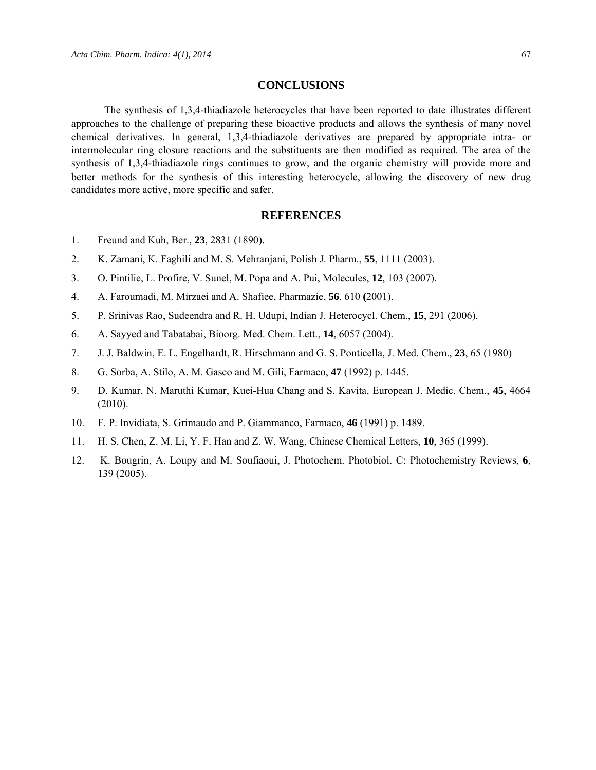## CONCLUSIONS

The synthesis of 1,3,4-thiadiazole heterocycles that have been reported to date illustrates different approaches to the challenge of preparing these bioactive products and allows the synthesis of many novel chemical derivatives. In general, 1,3,4-thiadiazole derivatives are prepared by appropriate intra- or intermolecular ring closure reactions and the substituents are then modified as required. The area of the synthesis of 1,3,4-thiadiazole rings continues to grow, and the organic chemistry will provide more and better methods for the synthesis of this interesting heterocycle, allowing the discovery of new drug candidates more active, more specific and safer.

## REFERENCES

1. Freund and Kuh, Ber., **23**, 2831 (1890).
2. K. Zamani, K. Faghili and M. S. Mehranjani, Polish J. Pharm., **55**, 1111 (2003).
3. O. Pintilie, L. Profire, V. Sunel, M. Popa and A. Pui, Molecules, **12**, 103 (2007).
4. A. Faroumadi, M. Mirzaei and A. Shafiee, Pharmazie, **56**, 610 **(**2001).
5. P. Srinivas Rao, Sudeendra and R. H. Udupi, Indian J. Heterocycl. Chem., **15**, 291 (2006).
6. A. Sayyed and Tabatabai, Bioorg. Med. Chem. Lett., **14**, 6057 (2004).
7. J. J. Baldwin, E. L. Engelhardt, R. Hirschmann and G. S. Ponticella, J. Med. Chem., **23**, 65 (1980)
8. G. Sorba, A. Stilo, A. M. Gasco and M. Gili, Farmaco, **47** (1992) p. 1445.
9. D. Kumar, N. Maruthi Kumar, Kuei-Hua Chang and S. Kavita, European J. Medic. Chem., **45**, 4664 (2010).
10. F. P. Invidiata, S. Grimaudo and P. Giammanco, Farmaco, **46** (1991) p. 1489.
11. H. S. Chen, Z. M. Li, Y. F. Han and Z. W. Wang, Chinese Chemical Letters, **10**, 365 (1999).
12. K. Bougrin, A. Loupy and M. Soufiaoui, J. Photochem. Photobiol. C: Photochemistry Reviews, **6**, 139 (2005).